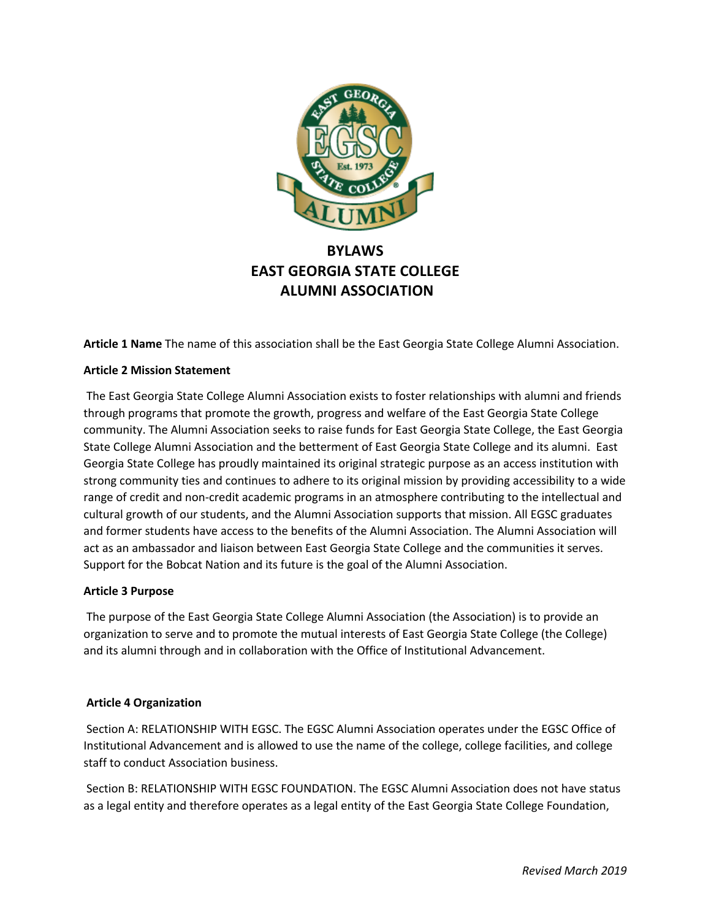# BYLAWS
# EAST GEORGIA STATE COLLEGE
# ALUMNI ASSOCIATION

**Article 1 Name** The name of this association shall be the East Georgia State College Alumni Association.

**Article 2 Mission Statement**

The East Georgia State College Alumni Association exists to foster relationships with alumni and friends through programs that promote the growth, progress and welfare of the East Georgia State College community. The Alumni Association seeks to raise funds for East Georgia State College, the East Georgia State College Alumni Association and the betterment of East Georgia State College and its alumni. East Georgia State College has proudly maintained its original strategic purpose as an access institution with strong community ties and continues to adhere to its original mission by providing accessibility to a wide range of credit and non-credit academic programs in an atmosphere contributing to the intellectual and cultural growth of our students, and the Alumni Association supports that mission. All EGSC graduates and former students have access to the benefits of the Alumni Association. The Alumni Association will act as an ambassador and liaison between East Georgia State College and the communities it serves. Support for the Bobcat Nation and its future is the goal of the Alumni Association.

**Article 3 Purpose**

The purpose of the East Georgia State College Alumni Association (the Association) is to provide an organization to serve and to promote the mutual interests of East Georgia State College (the College) and its alumni through and in collaboration with the Office of Institutional Advancement.

**Article 4 Organization**

Section A: RELATIONSHIP WITH EGSC. The EGSC Alumni Association operates under the EGSC Office of Institutional Advancement and is allowed to use the name of the college, college facilities, and college staff to conduct Association business.

Section B: RELATIONSHIP WITH EGSC FOUNDATION. The EGSC Alumni Association does not have status as a legal entity and therefore operates as a legal entity of the East Georgia State College Foundation,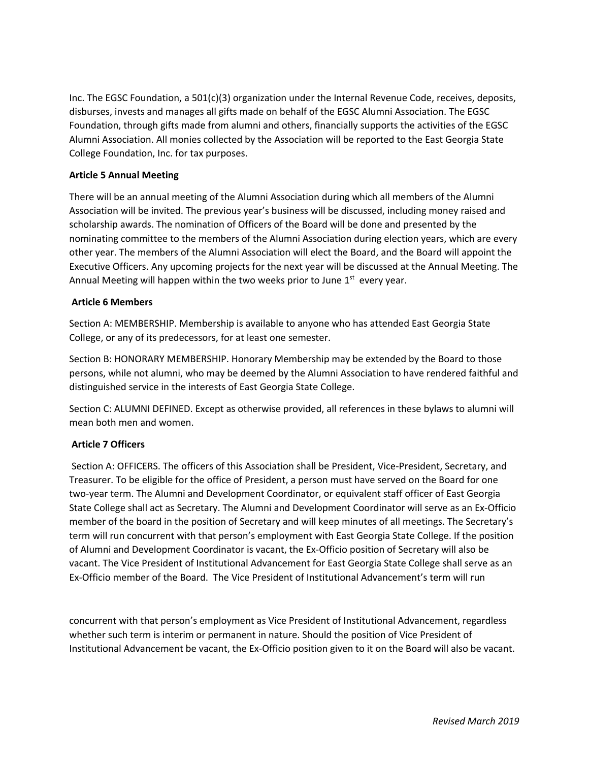Inc. The EGSC Foundation, a 501(c)(3) organization under the Internal Revenue Code, receives, deposits, disburses, invests and manages all gifts made on behalf of the EGSC Alumni Association. The EGSC Foundation, through gifts made from alumni and others, financially supports the activities of the EGSC Alumni Association. All monies collected by the Association will be reported to the East Georgia State College Foundation, Inc. for tax purposes.

**Article 5 Annual Meeting**

There will be an annual meeting of the Alumni Association during which all members of the Alumni Association will be invited. The previous year's business will be discussed, including money raised and scholarship awards. The nomination of Officers of the Board will be done and presented by the nominating committee to the members of the Alumni Association during election years, which are every other year. The members of the Alumni Association will elect the Board, and the Board will appoint the Executive Officers. Any upcoming projects for the next year will be discussed at the Annual Meeting. The Annual Meeting will happen within the two weeks prior to June 1st every year.

**Article 6 Members**

Section A: MEMBERSHIP. Membership is available to anyone who has attended East Georgia State College, or any of its predecessors, for at least one semester.

Section B: HONORARY MEMBERSHIP. Honorary Membership may be extended by the Board to those persons, while not alumni, who may be deemed by the Alumni Association to have rendered faithful and distinguished service in the interests of East Georgia State College.

Section C: ALUMNI DEFINED. Except as otherwise provided, all references in these bylaws to alumni will mean both men and women.

**Article 7 Officers**

Section A: OFFICERS. The officers of this Association shall be President, Vice-President, Secretary, and Treasurer. To be eligible for the office of President, a person must have served on the Board for one two-year term. The Alumni and Development Coordinator, or equivalent staff officer of East Georgia State College shall act as Secretary. The Alumni and Development Coordinator will serve as an Ex-Officio member of the board in the position of Secretary and will keep minutes of all meetings. The Secretary's term will run concurrent with that person's employment with East Georgia State College. If the position of Alumni and Development Coordinator is vacant, the Ex-Officio position of Secretary will also be vacant. The Vice President of Institutional Advancement for East Georgia State College shall serve as an Ex-Officio member of the Board. The Vice President of Institutional Advancement's term will run concurrent with that person's employment as Vice President of Institutional Advancement, regardless whether such term is interim or permanent in nature. Should the position of Vice President of Institutional Advancement be vacant, the Ex-Officio position given to it on the Board will also be vacant.

*Revised March 2019*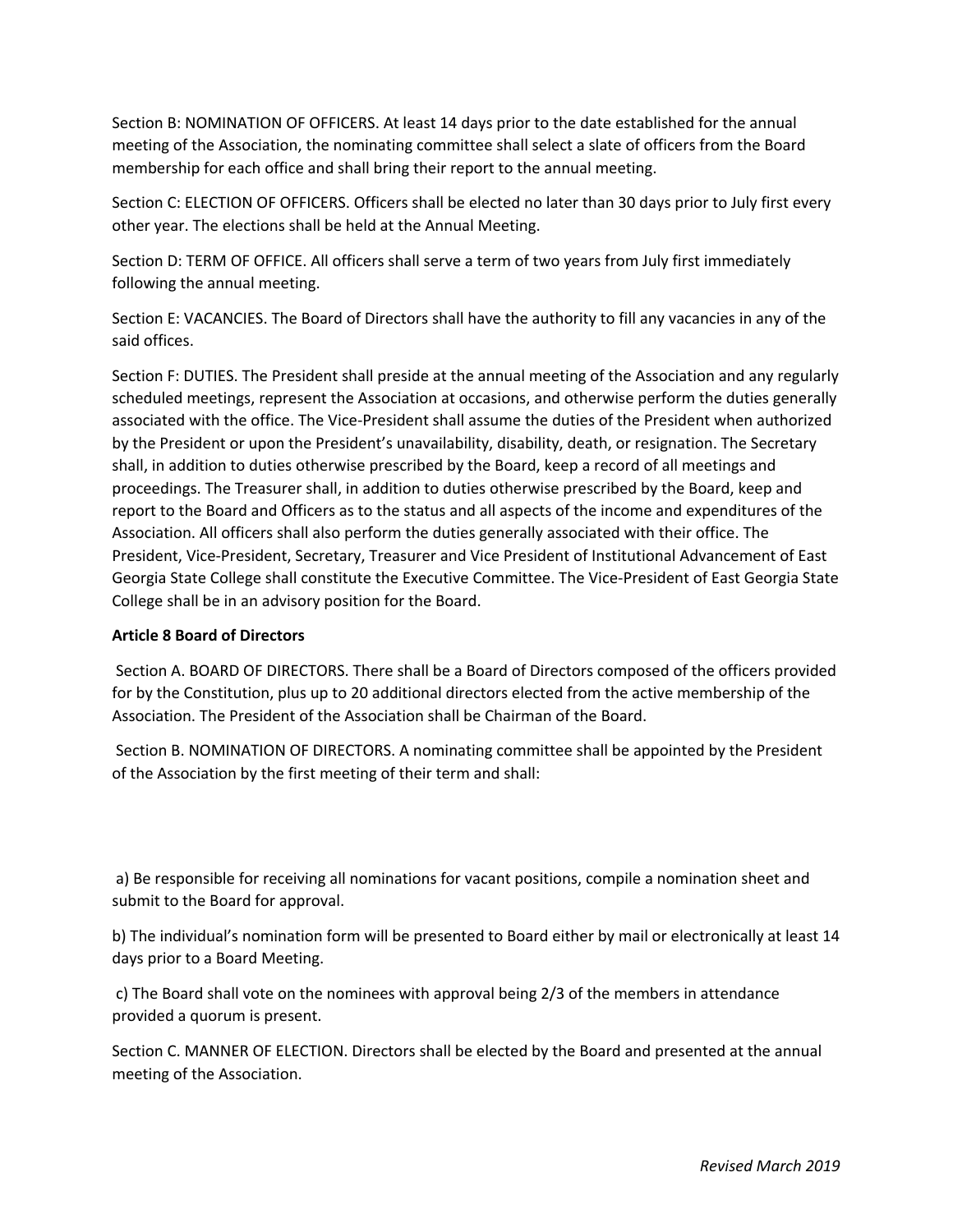Section B: NOMINATION OF OFFICERS. At least 14 days prior to the date established for the annual meeting of the Association, the nominating committee shall select a slate of officers from the Board membership for each office and shall bring their report to the annual meeting.

Section C: ELECTION OF OFFICERS. Officers shall be elected no later than 30 days prior to July first every other year. The elections shall be held at the Annual Meeting.

Section D: TERM OF OFFICE. All officers shall serve a term of two years from July first immediately following the annual meeting.

Section E: VACANCIES. The Board of Directors shall have the authority to fill any vacancies in any of the said offices.

Section F: DUTIES. The President shall preside at the annual meeting of the Association and any regularly scheduled meetings, represent the Association at occasions, and otherwise perform the duties generally associated with the office. The Vice-President shall assume the duties of the President when authorized by the President or upon the President's unavailability, disability, death, or resignation. The Secretary shall, in addition to duties otherwise prescribed by the Board, keep a record of all meetings and proceedings. The Treasurer shall, in addition to duties otherwise prescribed by the Board, keep and report to the Board and Officers as to the status and all aspects of the income and expenditures of the Association. All officers shall also perform the duties generally associated with their office. The President, Vice-President, Secretary, Treasurer and Vice President of Institutional Advancement of East Georgia State College shall constitute the Executive Committee. The Vice-President of East Georgia State College shall be in an advisory position for the Board.

**Article 8 Board of Directors**

Section A. BOARD OF DIRECTORS. There shall be a Board of Directors composed of the officers provided for by the Constitution, plus up to 20 additional directors elected from the active membership of the Association. The President of the Association shall be Chairman of the Board.

Section B. NOMINATION OF DIRECTORS. A nominating committee shall be appointed by the President of the Association by the first meeting of their term and shall:

a) Be responsible for receiving all nominations for vacant positions, compile a nomination sheet and submit to the Board for approval.

b) The individual's nomination form will be presented to Board either by mail or electronically at least 14 days prior to a Board Meeting.

c) The Board shall vote on the nominees with approval being 2/3 of the members in attendance provided a quorum is present.

Section C. MANNER OF ELECTION. Directors shall be elected by the Board and presented at the annual meeting of the Association.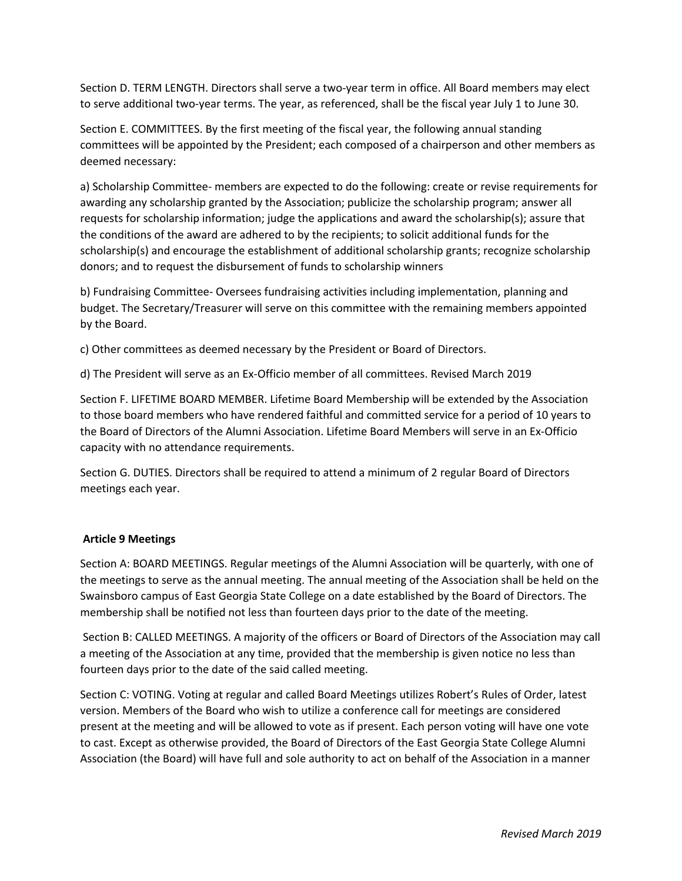Section D. TERM LENGTH. Directors shall serve a two-year term in office. All Board members may elect to serve additional two-year terms. The year, as referenced, shall be the fiscal year July 1 to June 30.

Section E. COMMITTEES. By the first meeting of the fiscal year, the following annual standing committees will be appointed by the President; each composed of a chairperson and other members as deemed necessary:

a) Scholarship Committee- members are expected to do the following: create or revise requirements for awarding any scholarship granted by the Association; publicize the scholarship program; answer all requests for scholarship information; judge the applications and award the scholarship(s); assure that the conditions of the award are adhered to by the recipients; to solicit additional funds for the scholarship(s) and encourage the establishment of additional scholarship grants; recognize scholarship donors; and to request the disbursement of funds to scholarship winners

b) Fundraising Committee- Oversees fundraising activities including implementation, planning and budget. The Secretary/Treasurer will serve on this committee with the remaining members appointed by the Board.

c) Other committees as deemed necessary by the President or Board of Directors.

d) The President will serve as an Ex-Officio member of all committees. Revised March 2019

Section F. LIFETIME BOARD MEMBER. Lifetime Board Membership will be extended by the Association to those board members who have rendered faithful and committed service for a period of 10 years to the Board of Directors of the Alumni Association. Lifetime Board Members will serve in an Ex-Officio capacity with no attendance requirements.

Section G. DUTIES. Directors shall be required to attend a minimum of 2 regular Board of Directors meetings each year.

**Article 9 Meetings**

Section A: BOARD MEETINGS. Regular meetings of the Alumni Association will be quarterly, with one of the meetings to serve as the annual meeting. The annual meeting of the Association shall be held on the Swainsboro campus of East Georgia State College on a date established by the Board of Directors. The membership shall be notified not less than fourteen days prior to the date of the meeting.

Section B: CALLED MEETINGS. A majority of the officers or Board of Directors of the Association may call a meeting of the Association at any time, provided that the membership is given notice no less than fourteen days prior to the date of the said called meeting.

Section C: VOTING. Voting at regular and called Board Meetings utilizes Robert's Rules of Order, latest version. Members of the Board who wish to utilize a conference call for meetings are considered present at the meeting and will be allowed to vote as if present. Each person voting will have one vote to cast. Except as otherwise provided, the Board of Directors of the East Georgia State College Alumni Association (the Board) will have full and sole authority to act on behalf of the Association in a manner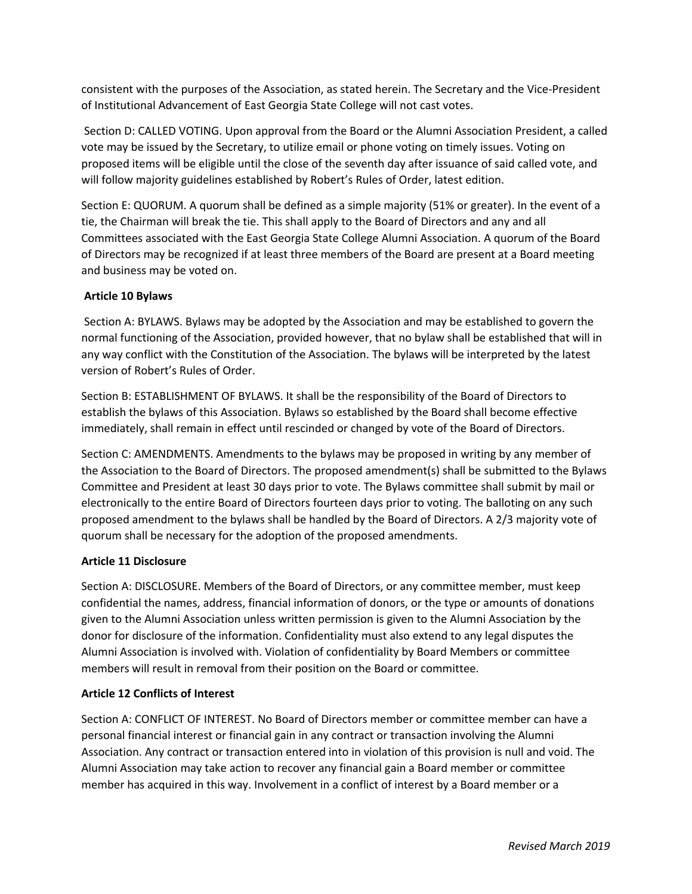consistent with the purposes of the Association, as stated herein. The Secretary and the Vice-President of Institutional Advancement of East Georgia State College will not cast votes.

Section D: CALLED VOTING. Upon approval from the Board or the Alumni Association President, a called vote may be issued by the Secretary, to utilize email or phone voting on timely issues. Voting on proposed items will be eligible until the close of the seventh day after issuance of said called vote, and will follow majority guidelines established by Robert's Rules of Order, latest edition.

Section E: QUORUM. A quorum shall be defined as a simple majority (51% or greater). In the event of a tie, the Chairman will break the tie. This shall apply to the Board of Directors and any and all Committees associated with the East Georgia State College Alumni Association. A quorum of the Board of Directors may be recognized if at least three members of the Board are present at a Board meeting and business may be voted on.

**Article 10 Bylaws**

Section A: BYLAWS. Bylaws may be adopted by the Association and may be established to govern the normal functioning of the Association, provided however, that no bylaw shall be established that will in any way conflict with the Constitution of the Association. The bylaws will be interpreted by the latest version of Robert's Rules of Order.

Section B: ESTABLISHMENT OF BYLAWS. It shall be the responsibility of the Board of Directors to establish the bylaws of this Association. Bylaws so established by the Board shall become effective immediately, shall remain in effect until rescinded or changed by vote of the Board of Directors.

Section C: AMENDMENTS. Amendments to the bylaws may be proposed in writing by any member of the Association to the Board of Directors. The proposed amendment(s) shall be submitted to the Bylaws Committee and President at least 30 days prior to vote. The Bylaws committee shall submit by mail or electronically to the entire Board of Directors fourteen days prior to voting. The balloting on any such proposed amendment to the bylaws shall be handled by the Board of Directors. A 2/3 majority vote of quorum shall be necessary for the adoption of the proposed amendments.

**Article 11 Disclosure**

Section A: DISCLOSURE. Members of the Board of Directors, or any committee member, must keep confidential the names, address, financial information of donors, or the type or amounts of donations given to the Alumni Association unless written permission is given to the Alumni Association by the donor for disclosure of the information. Confidentiality must also extend to any legal disputes the Alumni Association is involved with. Violation of confidentiality by Board Members or committee members will result in removal from their position on the Board or committee.

**Article 12 Conflicts of Interest**

Section A: CONFLICT OF INTEREST. No Board of Directors member or committee member can have a personal financial interest or financial gain in any contract or transaction involving the Alumni Association. Any contract or transaction entered into in violation of this provision is null and void. The Alumni Association may take action to recover any financial gain a Board member or committee member has acquired in this way. Involvement in a conflict of interest by a Board member or a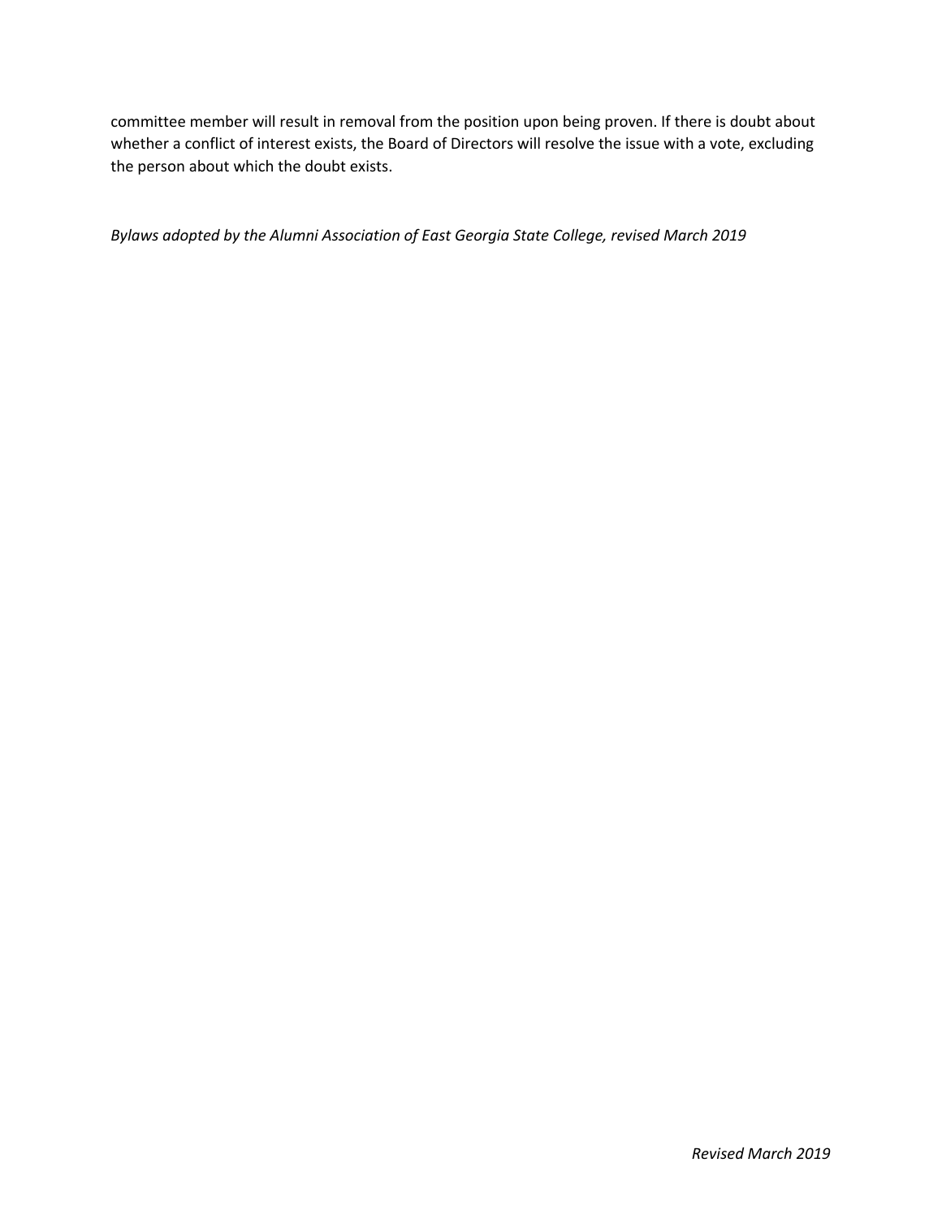committee member will result in removal from the position upon being proven. If there is doubt about whether a conflict of interest exists, the Board of Directors will resolve the issue with a vote, excluding the person about which the doubt exists.

*Bylaws adopted by the Alumni Association of East Georgia State College, revised March 2019*